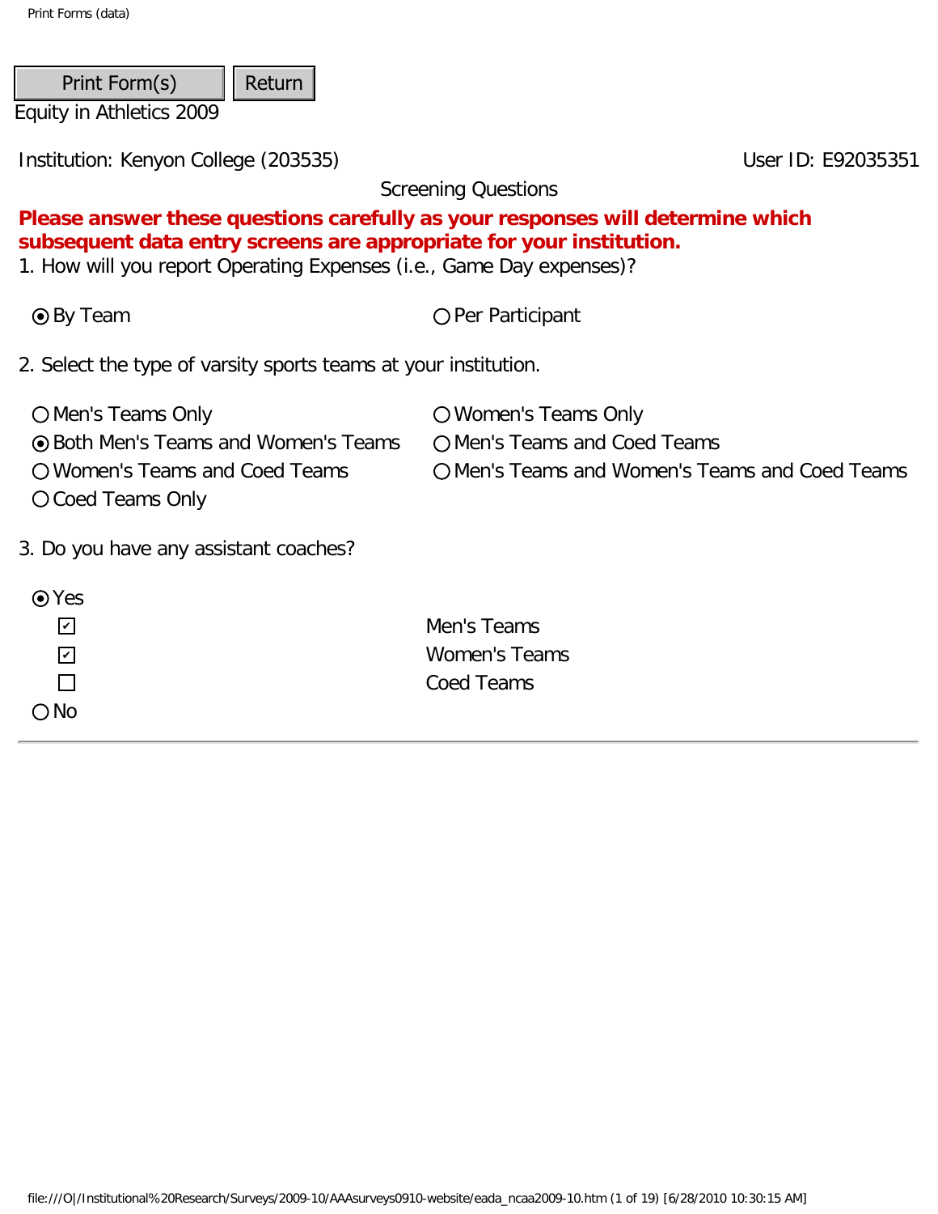Print Form(s) Return

Equity in Athletics 2009

Institution: Kenyon College (203535)

User ID: E92035351

Screening Questions

**Please answer these questions carefully as your responses will determine which subsequent data entry screens are appropriate for your institution.**

1. How will you report Operating Expenses (i.e., Game Day expenses)?

- (●) By Team
- ( ) Per Participant

2. Select the type of varsity sports teams at your institution.

- ( ) Men's Teams Only
- ( ) Women's Teams Only
- (●) Both Men's Teams and Women's Teams
- ( ) Men's Teams and Coed Teams
- ( ) Women's Teams and Coed Teams
- ( ) Men's Teams and Women's Teams and Coed Teams
- ( ) Coed Teams Only

3. Do you have any assistant coaches?

- (●) Yes
  - [x] Men's Teams
  - [x] Women's Teams
  - [ ] Coed Teams
- ( ) No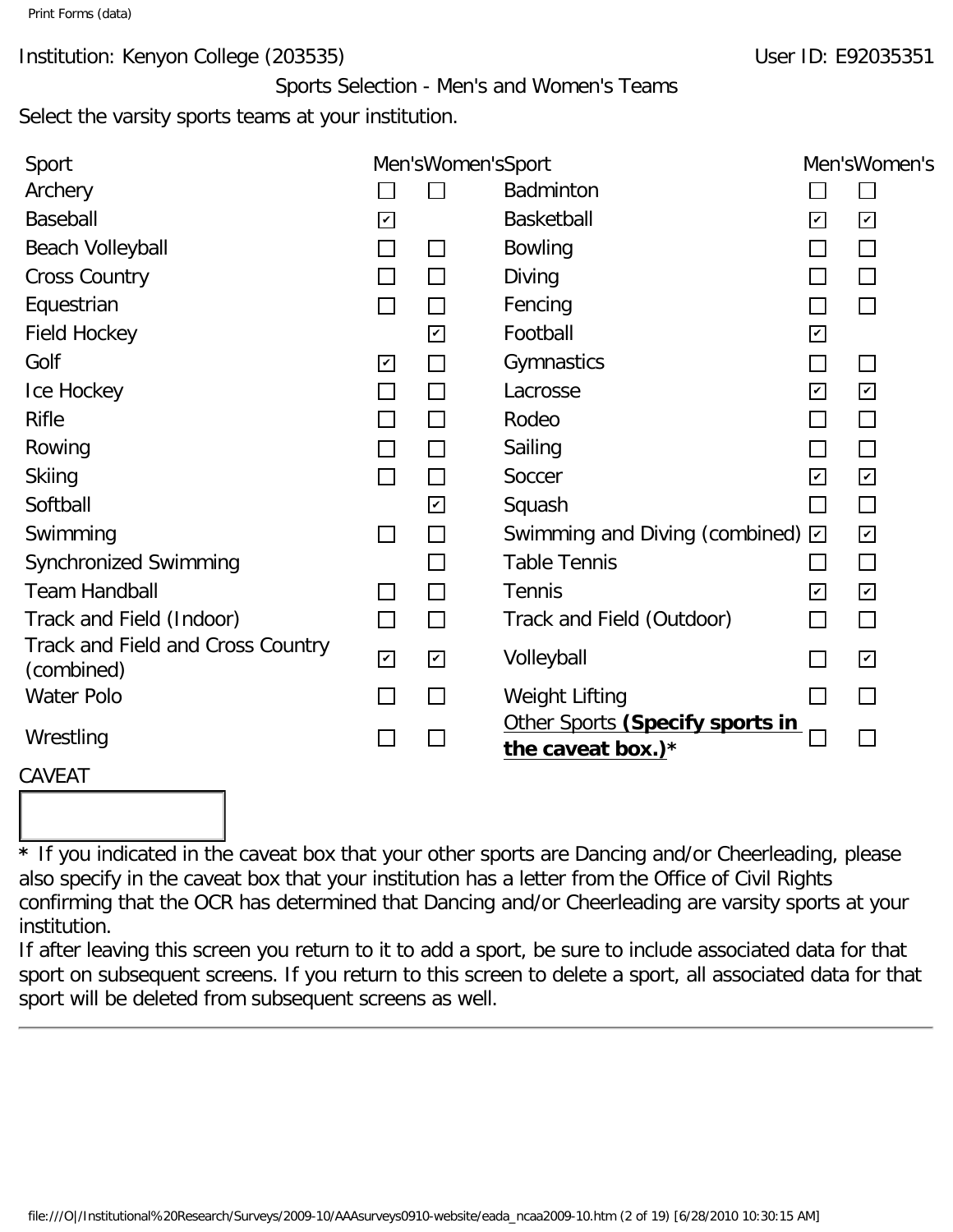Institution: Kenyon College (203535)

User ID: E92035351

## Sports Selection - Men's and Women's Teams

Select the varsity sports teams at your institution.

| Sport | Men's | Women's | Sport | Men's | Women's |
|---|---|---|---|---|---|
| Archery | ☐ | ☐ | Badminton | ☐ | ☐ |
| Baseball | ☑ | | Basketball | ☑ | ☑ |
| Beach Volleyball | ☐ | ☐ | Bowling | ☐ | ☐ |
| Cross Country | ☐ | ☐ | Diving | ☐ | ☐ |
| Equestrian | ☐ | ☐ | Fencing | ☐ | ☐ |
| Field Hockey | | ☑ | Football | ☑ | |
| Golf | ☑ | ☐ | Gymnastics | ☐ | ☐ |
| Ice Hockey | ☐ | ☐ | Lacrosse | ☑ | ☑ |
| Rifle | ☐ | ☐ | Rodeo | ☐ | ☐ |
| Rowing | ☐ | ☐ | Sailing | ☐ | ☐ |
| Skiing | ☐ | ☐ | Soccer | ☑ | ☑ |
| Softball | | ☑ | Squash | ☐ | ☐ |
| Swimming | ☐ | ☐ | Swimming and Diving (combined) | ☑ | ☑ |
| Synchronized Swimming | | ☐ | Table Tennis | ☐ | ☐ |
| Team Handball | ☐ | ☐ | Tennis | ☑ | ☑ |
| Track and Field (Indoor) | ☐ | ☐ | Track and Field (Outdoor) | ☐ | ☐ |
| Track and Field and Cross Country (combined) | ☑ | ☑ | Volleyball | ☐ | ☑ |
| Water Polo | ☐ | ☐ | Weight Lifting | ☐ | ☐ |
| Wrestling | ☐ | ☐ | Other Sports **(Specify sports in the caveat box.)*** | ☐ | ☐ |

CAVEAT

**\*** If you indicated in the caveat box that your other sports are Dancing and/or Cheerleading, please also specify in the caveat box that your institution has a letter from the Office of Civil Rights confirming that the OCR has determined that Dancing and/or Cheerleading are varsity sports at your institution.

If after leaving this screen you return to it to add a sport, be sure to include associated data for that sport on subsequent screens. If you return to this screen to delete a sport, all associated data for that sport will be deleted from subsequent screens as well.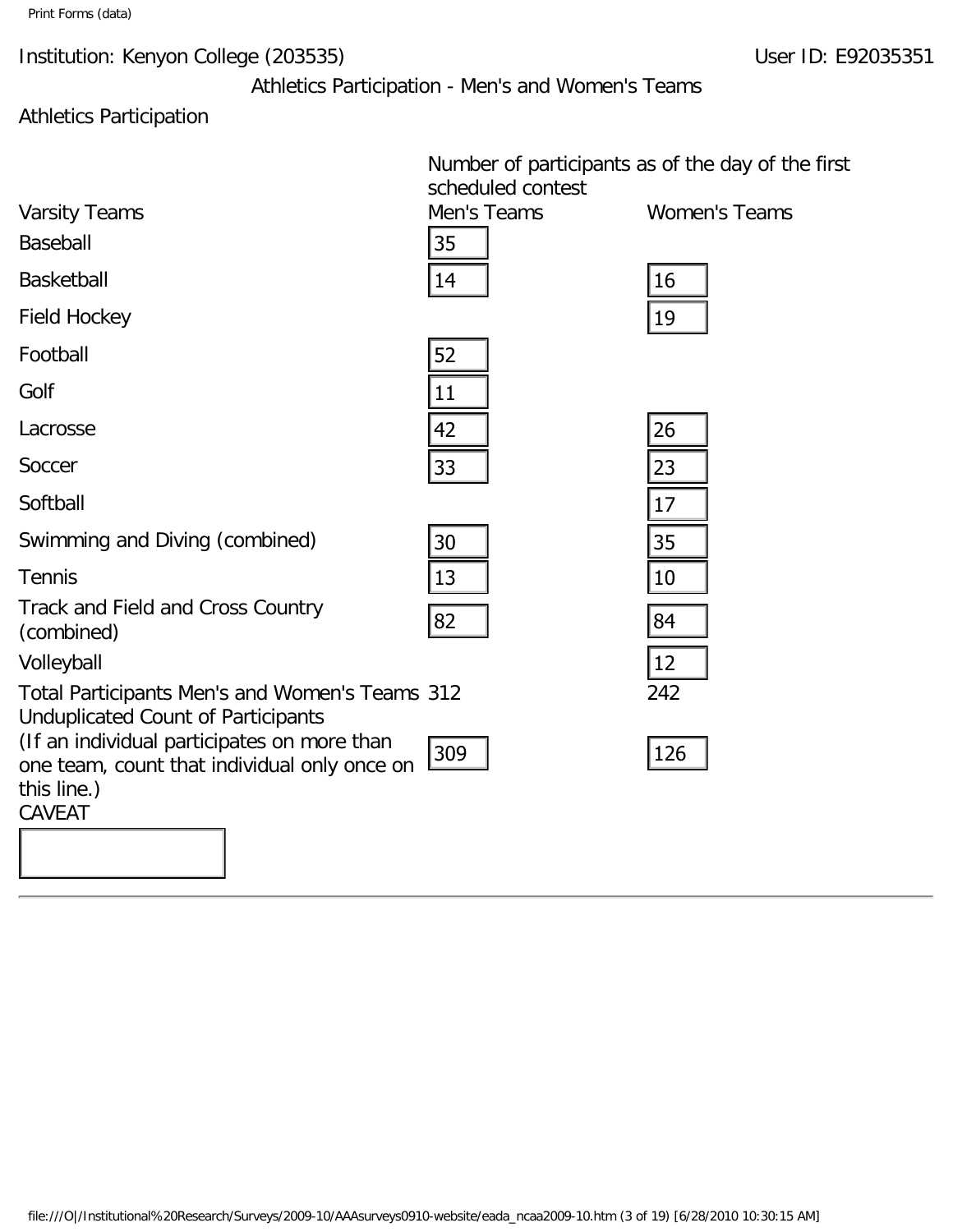Institution: Kenyon College (203535)

User ID: E92035351

## Athletics Participation - Men's and Women's Teams

### Athletics Participation

| Varsity Teams | Number of participants as of the day of the first scheduled contest Men's Teams | Women's Teams |
|---|---|---|
| Baseball | 35 | |
| Basketball | 14 | 16 |
| Field Hockey | | 19 |
| Football | 52 | |
| Golf | 11 | |
| Lacrosse | 42 | 26 |
| Soccer | 33 | 23 |
| Softball | | 17 |
| Swimming and Diving (combined) | 30 | 35 |
| Tennis | 13 | 10 |
| Track and Field and Cross Country (combined) | 82 | 84 |
| Volleyball | | 12 |
| Total Participants Men's and Women's Teams | 312 | 242 |
| Unduplicated Count of Participants (If an individual participates on more than one team, count that individual only once on this line.) | 309 | 126 |

CAVEAT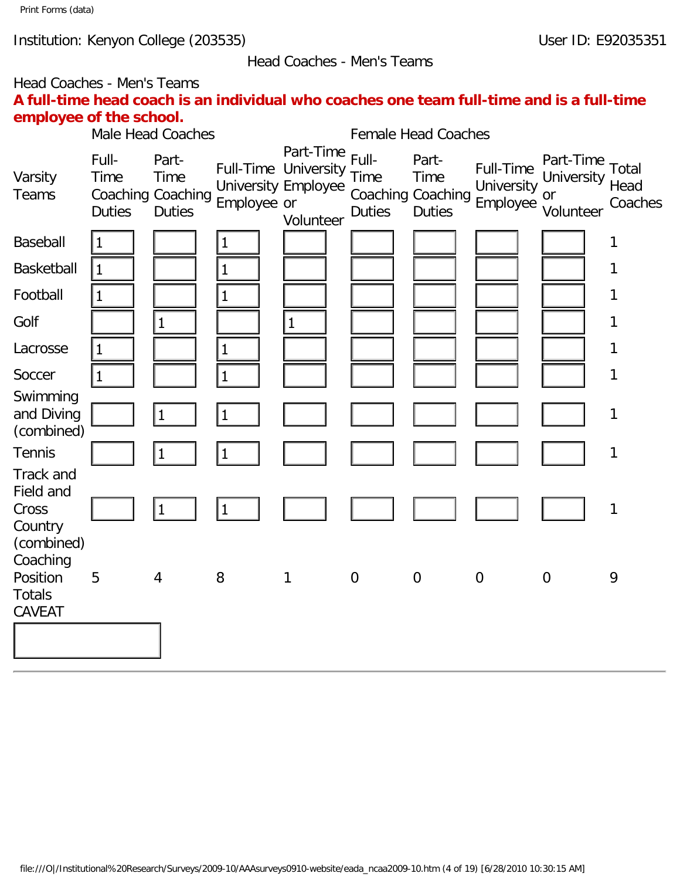Institution: Kenyon College (203535)

User ID: E92035351

Head Coaches - Men's Teams

Head Coaches - Men's Teams

**A full-time head coach is an individual who coaches one team full-time and is a full-time employee of the school.**

| Varsity Teams | Male Head Coaches | | | | Female Head Coaches | | | | Total Head Coaches |
|---|---|---|---|---|---|---|---|---|---|
| | Full-Time Coaching Duties | Part-Time Coaching Duties | Full-Time University Employee | Part-Time University Employee or Volunteer | Full-Time Coaching Duties | Part-Time Coaching Duties | Full-Time University Employee | Part-Time University or Volunteer | |
| Baseball | 1 | | 1 | | | | | | 1 |
| Basketball | 1 | | 1 | | | | | | 1 |
| Football | 1 | | 1 | | | | | | 1 |
| Golf | | 1 | | 1 | | | | | 1 |
| Lacrosse | 1 | | 1 | | | | | | 1 |
| Soccer | 1 | | 1 | | | | | | 1 |
| Swimming and Diving (combined) | | 1 | 1 | | | | | | 1 |
| Tennis | | 1 | 1 | | | | | | 1 |
| Track and Field and Cross Country (combined) | | 1 | 1 | | | | | | 1 |
| Coaching Position Totals | 5 | 4 | 8 | 1 | 0 | 0 | 0 | 0 | 9 |

CAVEAT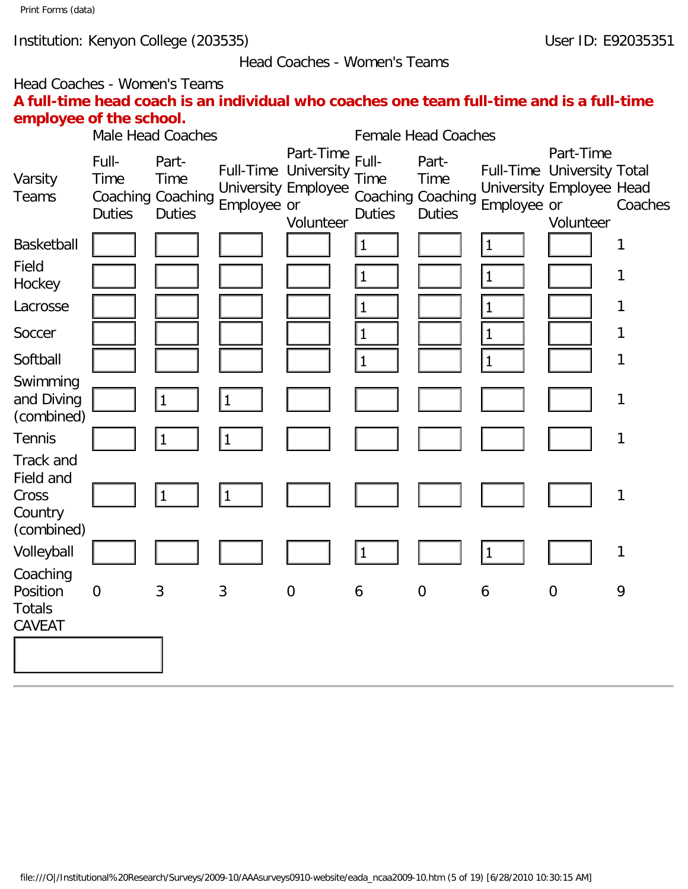Institution: Kenyon College (203535)

User ID: E92035351

Head Coaches - Women's Teams

Head Coaches - Women's Teams

**A full-time head coach is an individual who coaches one team full-time and is a full-time employee of the school.**

| Varsity Teams | Male Head Coaches | | | | Female Head Coaches | | | | Total Head Coaches |
|---|---|---|---|---|---|---|---|---|---|
| | Full-Time Coaching Duties | Part-Time Coaching Duties | Full-Time University Employee | Part-Time University Employee or Volunteer | Full-Time Coaching Duties | Part-Time Coaching Duties | Full-Time University Employee | Part-Time University Employee or Volunteer | |
| Basketball | | | | | 1 | | 1 | | 1 |
| Field Hockey | | | | | 1 | | 1 | | 1 |
| Lacrosse | | | | | 1 | | 1 | | 1 |
| Soccer | | | | | 1 | | 1 | | 1 |
| Softball | | | | | 1 | | 1 | | 1 |
| Swimming and Diving (combined) | | 1 | 1 | | | | | | 1 |
| Tennis | | 1 | 1 | | | | | | 1 |
| Track and Field and Cross Country (combined) | | 1 | 1 | | | | | | 1 |
| Volleyball | | | | | 1 | | 1 | | 1 |
| Coaching Position Totals | 0 | 3 | 3 | 0 | 6 | 0 | 6 | 0 | 9 |

CAVEAT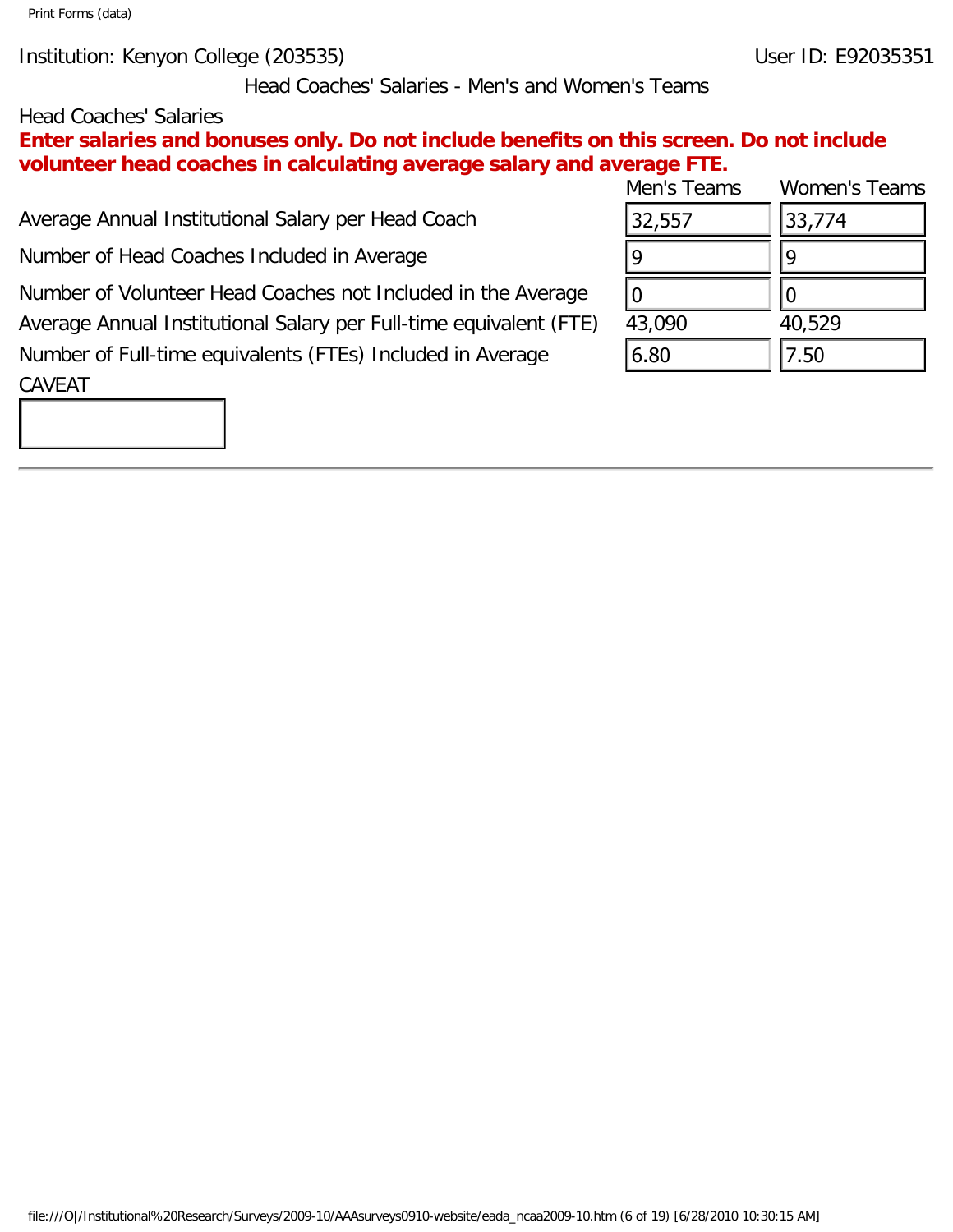Institution: Kenyon College (203535)

User ID: E92035351

## Head Coaches' Salaries - Men's and Women's Teams

Head Coaches' Salaries

**Enter salaries and bonuses only. Do not include benefits on this screen. Do not include volunteer head coaches in calculating average salary and average FTE.**

| | Men's Teams | Women's Teams |
|---|---|---|
| Average Annual Institutional Salary per Head Coach | 32,557 | 33,774 |
| Number of Head Coaches Included in Average | 9 | 9 |
| Number of Volunteer Head Coaches not Included in the Average | 0 | 0 |
| Average Annual Institutional Salary per Full-time equivalent (FTE) | 43,090 | 40,529 |
| Number of Full-time equivalents (FTEs) Included in Average | 6.80 | 7.50 |

CAVEAT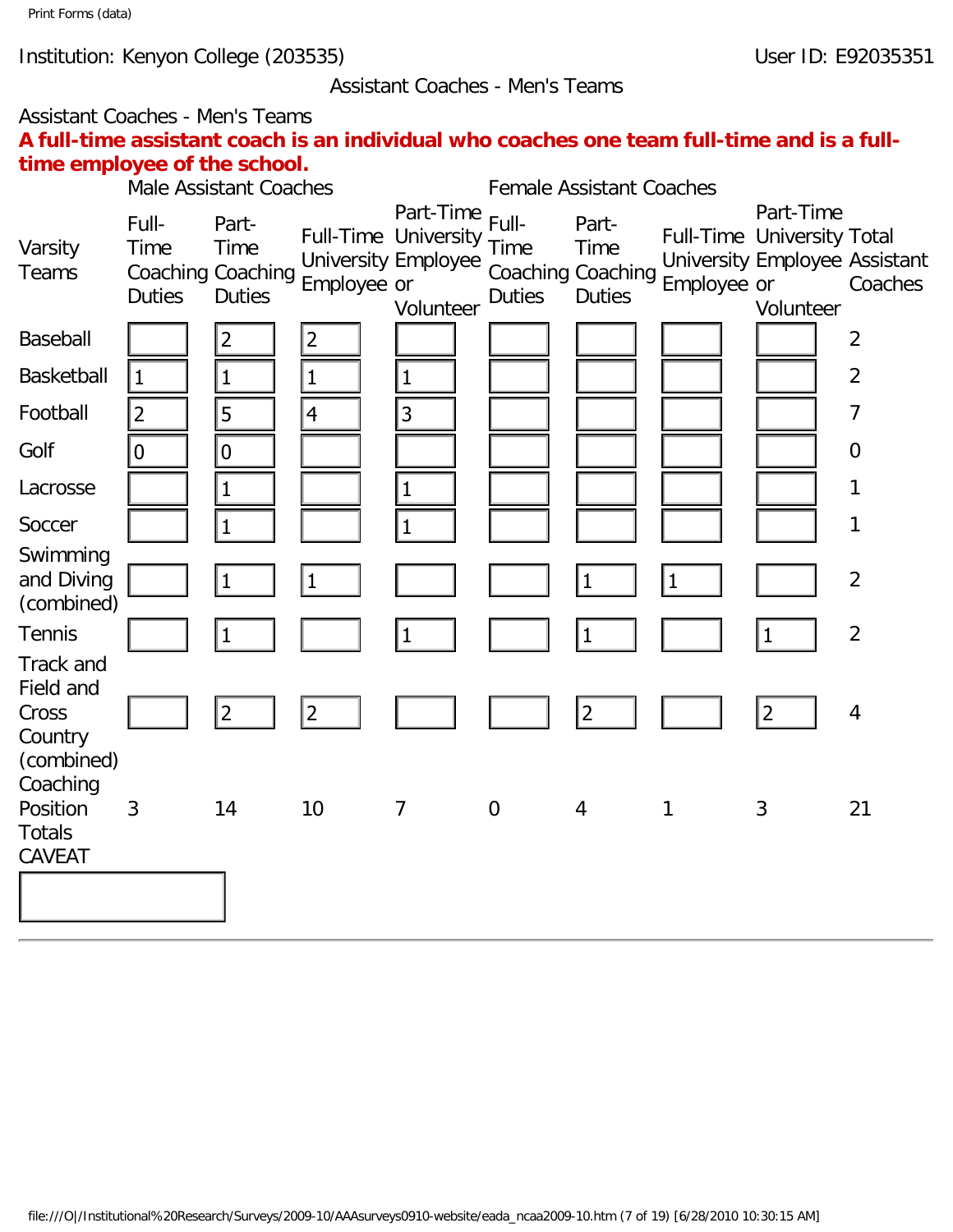Institution: Kenyon College (203535)

User ID: E92035351

Assistant Coaches - Men's Teams

Assistant Coaches - Men's Teams

**A full-time assistant coach is an individual who coaches one team full-time and is a full-time employee of the school.**

| Varsity Teams | Male Assistant Coaches | | | | Female Assistant Coaches | | | | Total Assistant Coaches |
|---|---|---|---|---|---|---|---|---|---|
| | Full-Time Coaching Duties | Part-Time Coaching Duties | Full-Time University Employee | Part-Time University Employee or Volunteer | Full-Time Coaching Duties | Part-Time Coaching Duties | Full-Time University Employee | Part-Time University Employee or Volunteer | |
| Baseball | | 2 | 2 | | | | | | 2 |
| Basketball | 1 | 1 | 1 | 1 | | | | | 2 |
| Football | 2 | 5 | 4 | 3 | | | | | 7 |
| Golf | 0 | 0 | | | | | | | 0 |
| Lacrosse | | 1 | | 1 | | | | | 1 |
| Soccer | | 1 | | 1 | | | | | 1 |
| Swimming and Diving (combined) | | 1 | 1 | | | 1 | 1 | | 2 |
| Tennis | | 1 | | 1 | | 1 | | 1 | 2 |
| Track and Field and Cross Country (combined) | | 2 | 2 | | | 2 | | 2 | 4 |
| Coaching Position Totals | 3 | 14 | 10 | 7 | 0 | 4 | 1 | 3 | 21 |

CAVEAT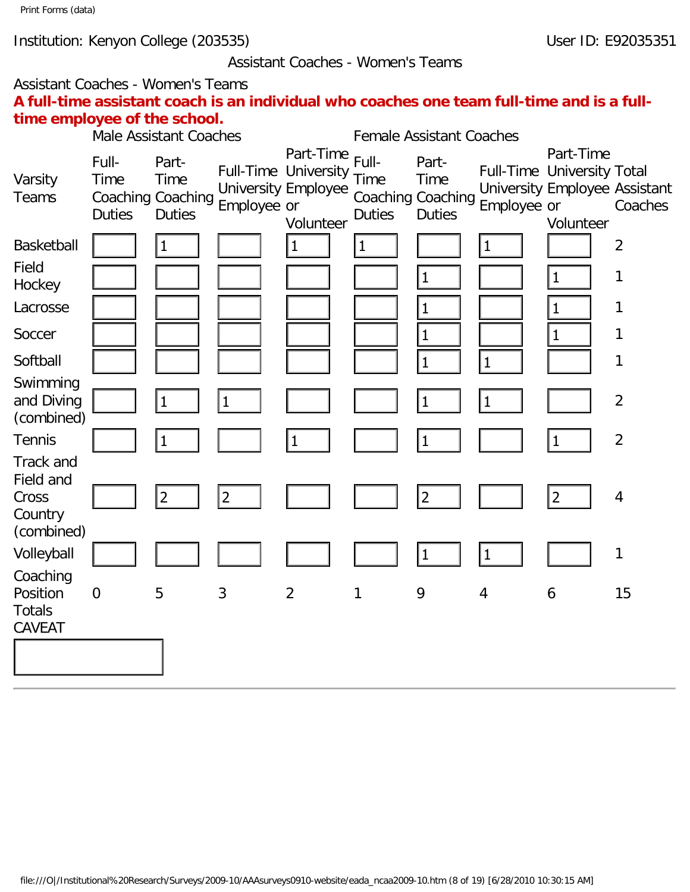Institution: Kenyon College (203535)

User ID: E92035351

Assistant Coaches - Women's Teams

Assistant Coaches - Women's Teams

**A full-time assistant coach is an individual who coaches one team full-time and is a full-time employee of the school.**

| Varsity Teams | Male Assistant Coaches | | | | Female Assistant Coaches | | | | Total Assistant Coaches |
|---|---|---|---|---|---|---|---|---|---|
| | Full-Time Coaching Duties | Part-Time Coaching Duties | Full-Time University Employee | Part-Time University Employee or Volunteer | Full-Time Coaching Duties | Part-Time Coaching Duties | Full-Time University Employee | Part-Time University Employee or Volunteer | |
| Basketball | | 1 | | 1 | 1 | | 1 | | 2 |
| Field Hockey | | | | | | 1 | | 1 | 1 |
| Lacrosse | | | | | | 1 | | 1 | 1 |
| Soccer | | | | | | 1 | | 1 | 1 |
| Softball | | | | | | 1 | 1 | | 1 |
| Swimming and Diving (combined) | | 1 | 1 | | | 1 | 1 | | 2 |
| Tennis | | 1 | | 1 | | 1 | | 1 | 2 |
| Track and Field and Cross Country (combined) | | 2 | 2 | | | 2 | | 2 | 4 |
| Volleyball | | | | | | 1 | 1 | | 1 |
| Coaching Position Totals | 0 | 5 | 3 | 2 | 1 | 9 | 4 | 6 | 15 |

CAVEAT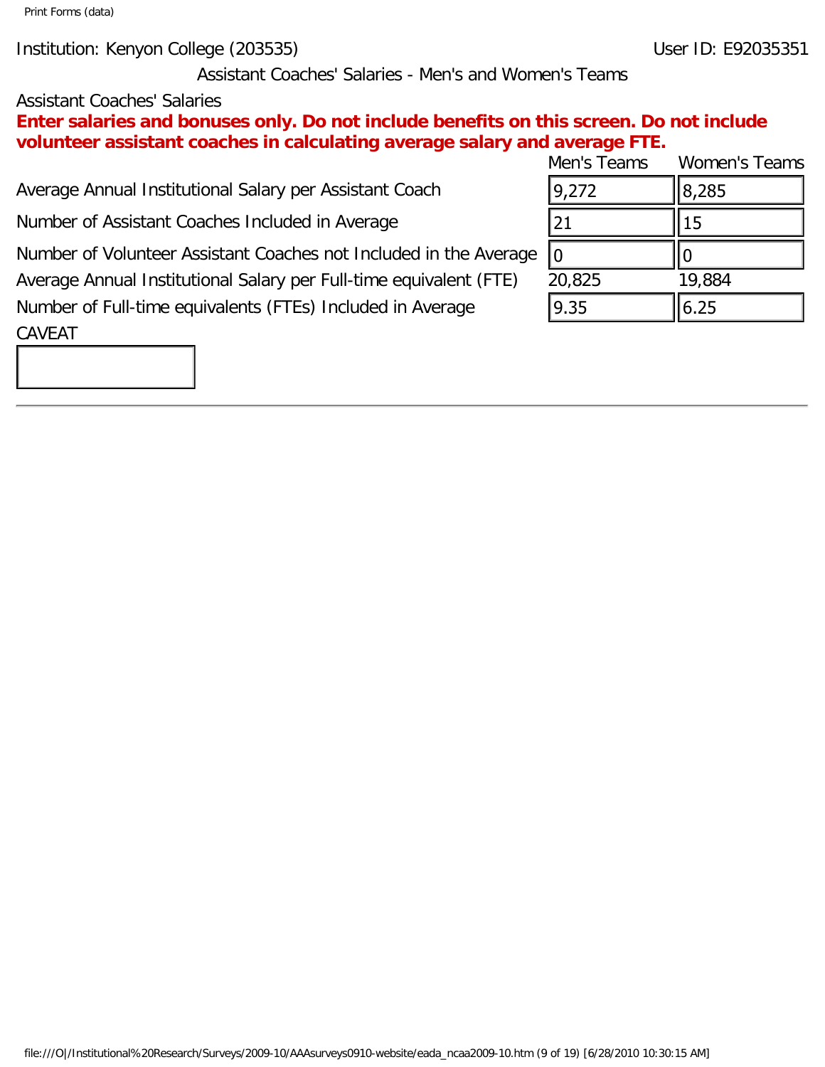Institution: Kenyon College (203535) User ID: E92035351

## Assistant Coaches' Salaries - Men's and Women's Teams

Assistant Coaches' Salaries

**Enter salaries and bonuses only. Do not include benefits on this screen. Do not include volunteer assistant coaches in calculating average salary and average FTE.**

| | Men's Teams | Women's Teams |
|---|---|---|
| Average Annual Institutional Salary per Assistant Coach | 9,272 | 8,285 |
| Number of Assistant Coaches Included in Average | 21 | 15 |
| Number of Volunteer Assistant Coaches not Included in the Average | 0 | 0 |
| Average Annual Institutional Salary per Full-time equivalent (FTE) | 20,825 | 19,884 |
| Number of Full-time equivalents (FTEs) Included in Average | 9.35 | 6.25 |

CAVEAT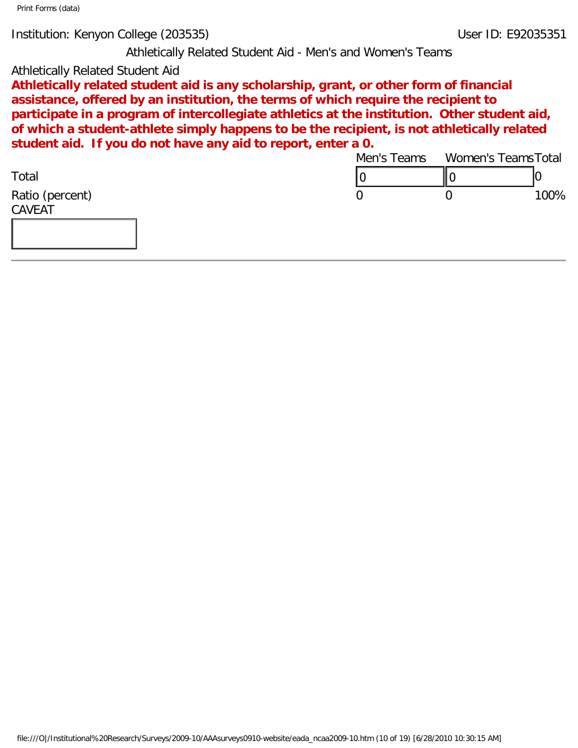Institution: Kenyon College (203535)

User ID: E92035351

## Athletically Related Student Aid - Men's and Women's Teams

Athletically Related Student Aid

**Athletically related student aid is any scholarship, grant, or other form of financial assistance, offered by an institution, the terms of which require the recipient to participate in a program of intercollegiate athletics at the institution. Other student aid, of which a student-athlete simply happens to be the recipient, is not athletically related student aid. If you do not have any aid to report, enter a 0.**

| | Men's Teams | Women's Teams | Total |
|---|---|---|---|
| Total | 0 | 0 | 0 |
| Ratio (percent) | 0 | 0 | 100% |

CAVEAT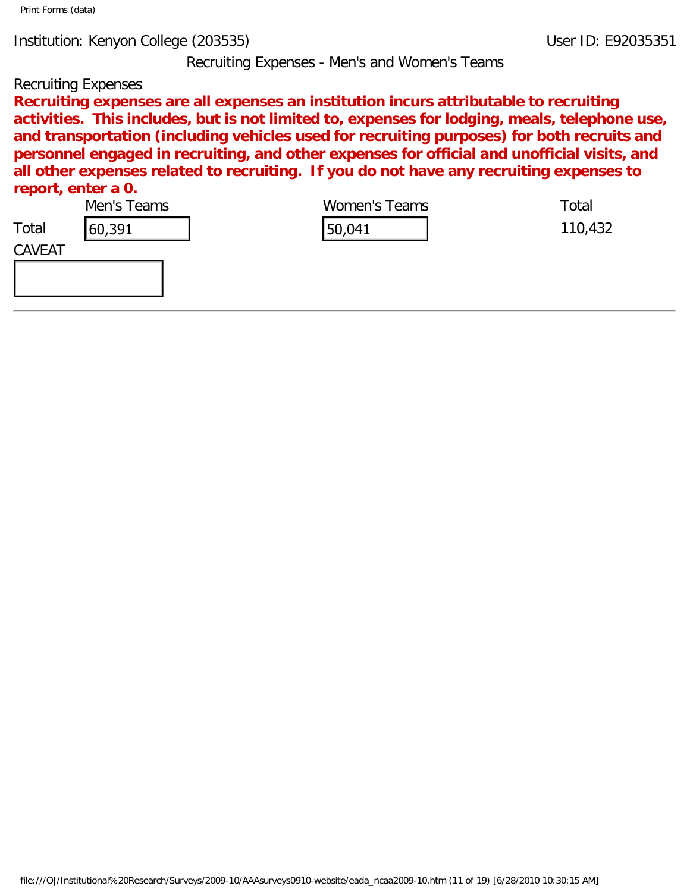Institution: Kenyon College (203535)

User ID: E92035351

## Recruiting Expenses - Men's and Women's Teams

Recruiting Expenses

**Recruiting expenses are all expenses an institution incurs attributable to recruiting activities. This includes, but is not limited to, expenses for lodging, meals, telephone use, and transportation (including vehicles used for recruiting purposes) for both recruits and personnel engaged in recruiting, and other expenses for official and unofficial visits, and all other expenses related to recruiting. If you do not have any recruiting expenses to report, enter a 0.**

| | Men's Teams | Women's Teams | Total |
|---|---|---|---|
| Total | 60,391 | 50,041 | 110,432 |

CAVEAT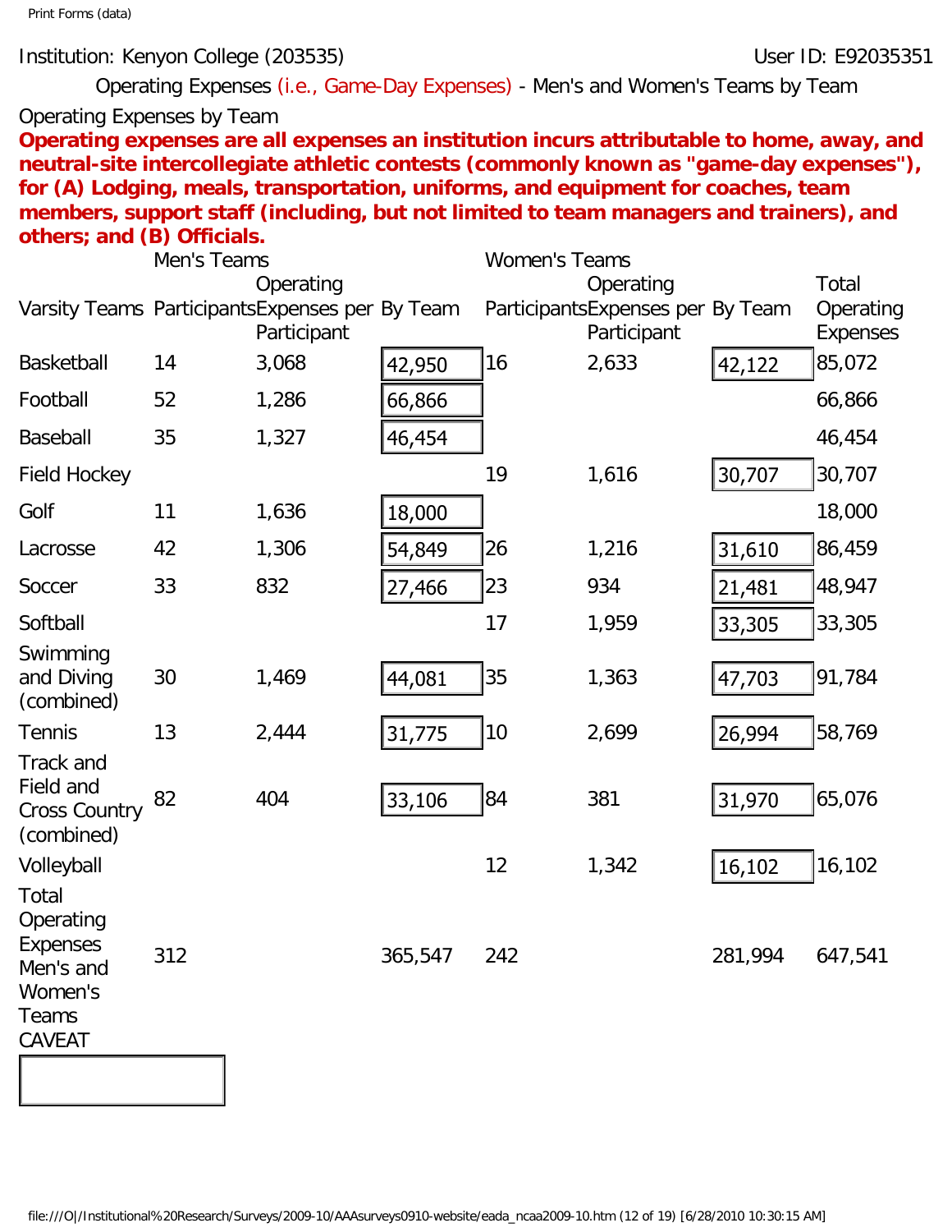Institution: Kenyon College (203535) User ID: E92035351

Operating Expenses (i.e., Game-Day Expenses) - Men's and Women's Teams by Team

Operating Expenses by Team

**Operating expenses are all expenses an institution incurs attributable to home, away, and neutral-site intercollegiate athletic contests (commonly known as "game-day expenses"), for (A) Lodging, meals, transportation, uniforms, and equipment for coaches, team members, support staff (including, but not limited to team managers and trainers), and others; and (B) Officials.**

| | Men's Teams | | | Women's Teams | | | |
|---|---|---|---|---|---|---|---|
| Varsity Teams | Participants | Operating Expenses per Participant | By Team | Participants | Operating Expenses per Participant | By Team | Total Operating Expenses |
| Basketball | 14 | 3,068 | 42,950 | 16 | 2,633 | 42,122 | 85,072 |
| Football | 52 | 1,286 | 66,866 | | | | 66,866 |
| Baseball | 35 | 1,327 | 46,454 | | | | 46,454 |
| Field Hockey | | | | 19 | 1,616 | 30,707 | 30,707 |
| Golf | 11 | 1,636 | 18,000 | | | | 18,000 |
| Lacrosse | 42 | 1,306 | 54,849 | 26 | 1,216 | 31,610 | 86,459 |
| Soccer | 33 | 832 | 27,466 | 23 | 934 | 21,481 | 48,947 |
| Softball | | | | 17 | 1,959 | 33,305 | 33,305 |
| Swimming and Diving (combined) | 30 | 1,469 | 44,081 | 35 | 1,363 | 47,703 | 91,784 |
| Tennis | 13 | 2,444 | 31,775 | 10 | 2,699 | 26,994 | 58,769 |
| Track and Field and Cross Country (combined) | 82 | 404 | 33,106 | 84 | 381 | 31,970 | 65,076 |
| Volleyball | | | | 12 | 1,342 | 16,102 | 16,102 |
| Total Operating Expenses Men's and Women's Teams | 312 | | 365,547 | 242 | | 281,994 | 647,541 |

CAVEAT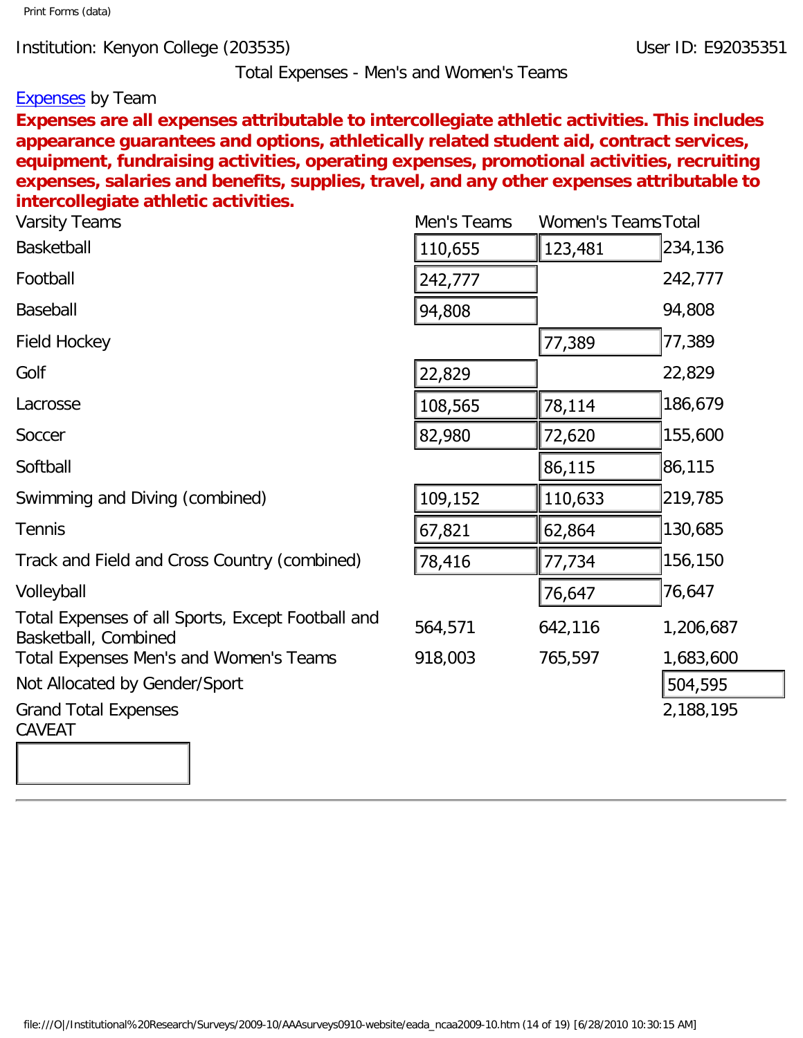Institution: Kenyon College (203535)

User ID: E92035351

Total Expenses - Men's and Women's Teams

Expenses by Team

**Expenses are all expenses attributable to intercollegiate athletic activities. This includes appearance guarantees and options, athletically related student aid, contract services, equipment, fundraising activities, operating expenses, promotional activities, recruiting expenses, salaries and benefits, supplies, travel, and any other expenses attributable to intercollegiate athletic activities.**

| Varsity Teams | Men's Teams | Women's Teams | Total |
|---|---|---|---|
| Basketball | 110,655 | 123,481 | 234,136 |
| Football | 242,777 | | 242,777 |
| Baseball | 94,808 | | 94,808 |
| Field Hockey | | 77,389 | 77,389 |
| Golf | 22,829 | | 22,829 |
| Lacrosse | 108,565 | 78,114 | 186,679 |
| Soccer | 82,980 | 72,620 | 155,600 |
| Softball | | 86,115 | 86,115 |
| Swimming and Diving (combined) | 109,152 | 110,633 | 219,785 |
| Tennis | 67,821 | 62,864 | 130,685 |
| Track and Field and Cross Country (combined) | 78,416 | 77,734 | 156,150 |
| Volleyball | | 76,647 | 76,647 |
| Total Expenses of all Sports, Except Football and Basketball, Combined | 564,571 | 642,116 | 1,206,687 |
| Total Expenses Men's and Women's Teams | 918,003 | 765,597 | 1,683,600 |
| Not Allocated by Gender/Sport | | | 504,595 |
| Grand Total Expenses | | | 2,188,195 |

CAVEAT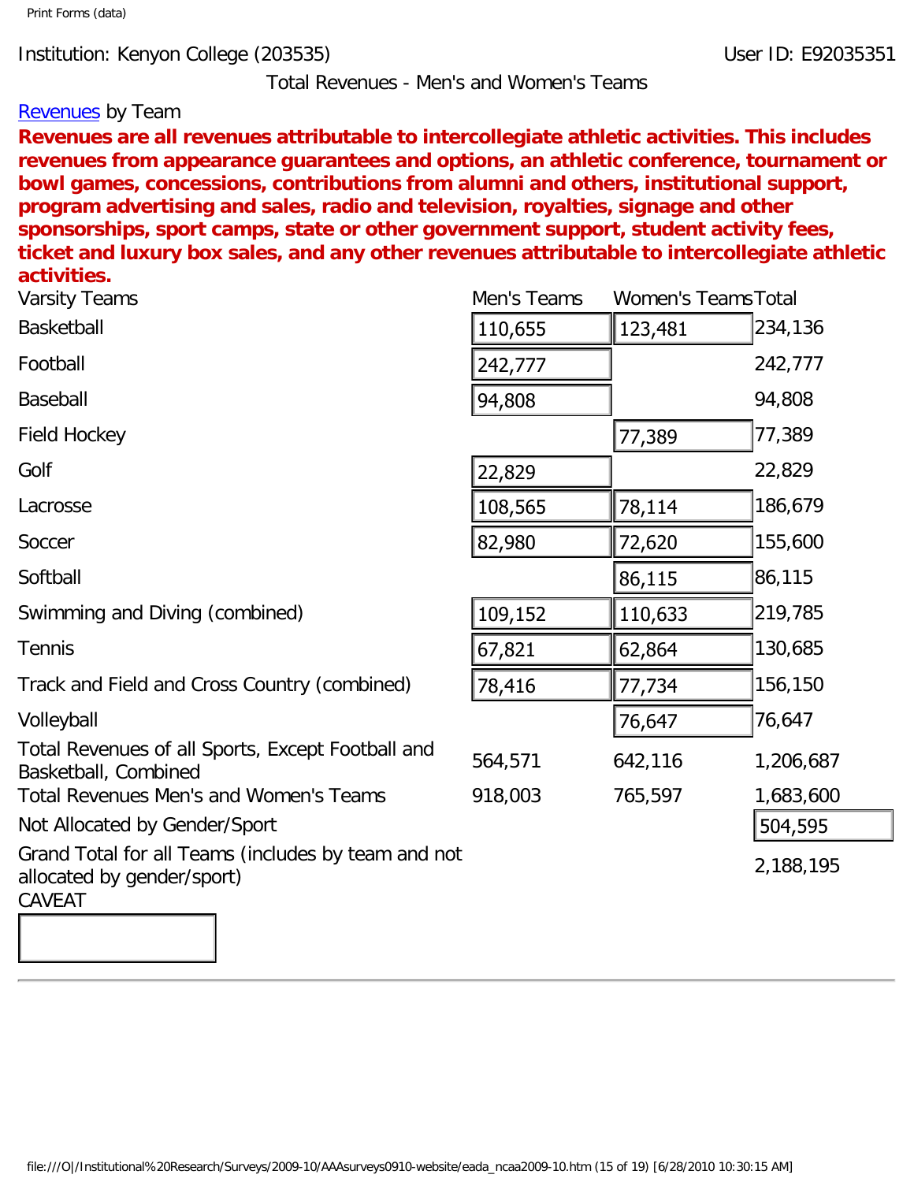Institution: Kenyon College (203535)

User ID: E92035351

## Total Revenues - Men's and Women's Teams

Revenues by Team

**Revenues are all revenues attributable to intercollegiate athletic activities. This includes revenues from appearance guarantees and options, an athletic conference, tournament or bowl games, concessions, contributions from alumni and others, institutional support, program advertising and sales, radio and television, royalties, signage and other sponsorships, sport camps, state or other government support, student activity fees, ticket and luxury box sales, and any other revenues attributable to intercollegiate athletic activities.**

| Varsity Teams | Men's Teams | Women's Teams | Total |
|---|---|---|---|
| Basketball | 110,655 | 123,481 | 234,136 |
| Football | 242,777 | | 242,777 |
| Baseball | 94,808 | | 94,808 |
| Field Hockey | | 77,389 | 77,389 |
| Golf | 22,829 | | 22,829 |
| Lacrosse | 108,565 | 78,114 | 186,679 |
| Soccer | 82,980 | 72,620 | 155,600 |
| Softball | | 86,115 | 86,115 |
| Swimming and Diving (combined) | 109,152 | 110,633 | 219,785 |
| Tennis | 67,821 | 62,864 | 130,685 |
| Track and Field and Cross Country (combined) | 78,416 | 77,734 | 156,150 |
| Volleyball | | 76,647 | 76,647 |
| Total Revenues of all Sports, Except Football and Basketball, Combined | 564,571 | 642,116 | 1,206,687 |
| Total Revenues Men's and Women's Teams | 918,003 | 765,597 | 1,683,600 |
| Not Allocated by Gender/Sport | | | 504,595 |
| Grand Total for all Teams (includes by team and not allocated by gender/sport) | | | 2,188,195 |

CAVEAT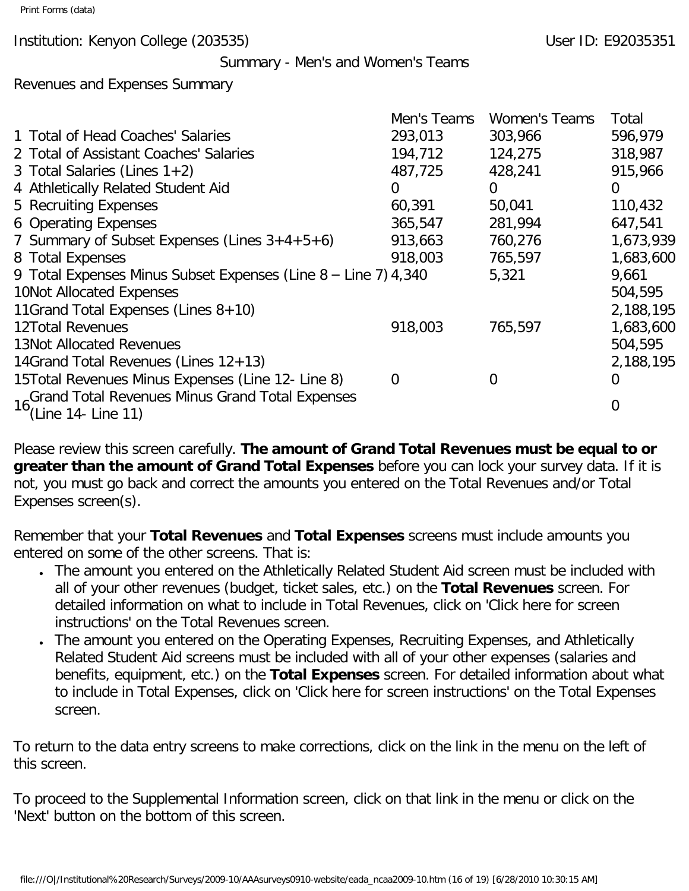Institution: Kenyon College (203535)

User ID: E92035351

## Summary - Men's and Women's Teams

### Revenues and Expenses Summary

| | Men's Teams | Women's Teams | Total |
|---|---|---|---|
| 1 Total of Head Coaches' Salaries | 293,013 | 303,966 | 596,979 |
| 2 Total of Assistant Coaches' Salaries | 194,712 | 124,275 | 318,987 |
| 3 Total Salaries (Lines 1+2) | 487,725 | 428,241 | 915,966 |
| 4 Athletically Related Student Aid | 0 | 0 | 0 |
| 5 Recruiting Expenses | 60,391 | 50,041 | 110,432 |
| 6 Operating Expenses | 365,547 | 281,994 | 647,541 |
| 7 Summary of Subset Expenses (Lines 3+4+5+6) | 913,663 | 760,276 | 1,673,939 |
| 8 Total Expenses | 918,003 | 765,597 | 1,683,600 |
| 9 Total Expenses Minus Subset Expenses (Line 8 – Line 7) | 4,340 | 5,321 | 9,661 |
| 10 Not Allocated Expenses | | | 504,595 |
| 11 Grand Total Expenses (Lines 8+10) | | | 2,188,195 |
| 12 Total Revenues | 918,003 | 765,597 | 1,683,600 |
| 13 Not Allocated Revenues | | | 504,595 |
| 14 Grand Total Revenues (Lines 12+13) | | | 2,188,195 |
| 15 Total Revenues Minus Expenses (Line 12- Line 8) | 0 | 0 | 0 |
| 16 Grand Total Revenues Minus Grand Total Expenses (Line 14- Line 11) | | | 0 |

Please review this screen carefully. **The amount of Grand Total Revenues must be equal to or greater than the amount of Grand Total Expenses** before you can lock your survey data. If it is not, you must go back and correct the amounts you entered on the Total Revenues and/or Total Expenses screen(s).

Remember that your **Total Revenues** and **Total Expenses** screens must include amounts you entered on some of the other screens. That is:

- The amount you entered on the Athletically Related Student Aid screen must be included with all of your other revenues (budget, ticket sales, etc.) on the **Total Revenues** screen. For detailed information on what to include in Total Revenues, click on 'Click here for screen instructions' on the Total Revenues screen.
- The amount you entered on the Operating Expenses, Recruiting Expenses, and Athletically Related Student Aid screens must be included with all of your other expenses (salaries and benefits, equipment, etc.) on the **Total Expenses** screen. For detailed information about what to include in Total Expenses, click on 'Click here for screen instructions' on the Total Expenses screen.

To return to the data entry screens to make corrections, click on the link in the menu on the left of this screen.

To proceed to the Supplemental Information screen, click on that link in the menu or click on the 'Next' button on the bottom of this screen.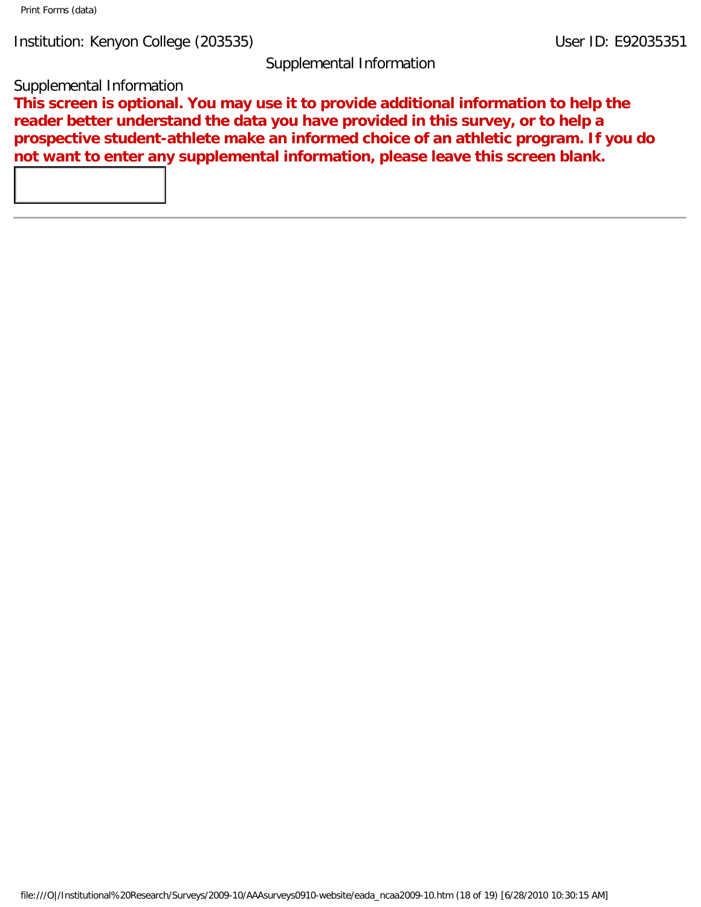Institution: Kenyon College (203535) User ID: E92035351

Supplemental Information

Supplemental Information

**This screen is optional. You may use it to provide additional information to help the reader better understand the data you have provided in this survey, or to help a prospective student-athlete make an informed choice of an athletic program. If you do not want to enter any supplemental information, please leave this screen blank.**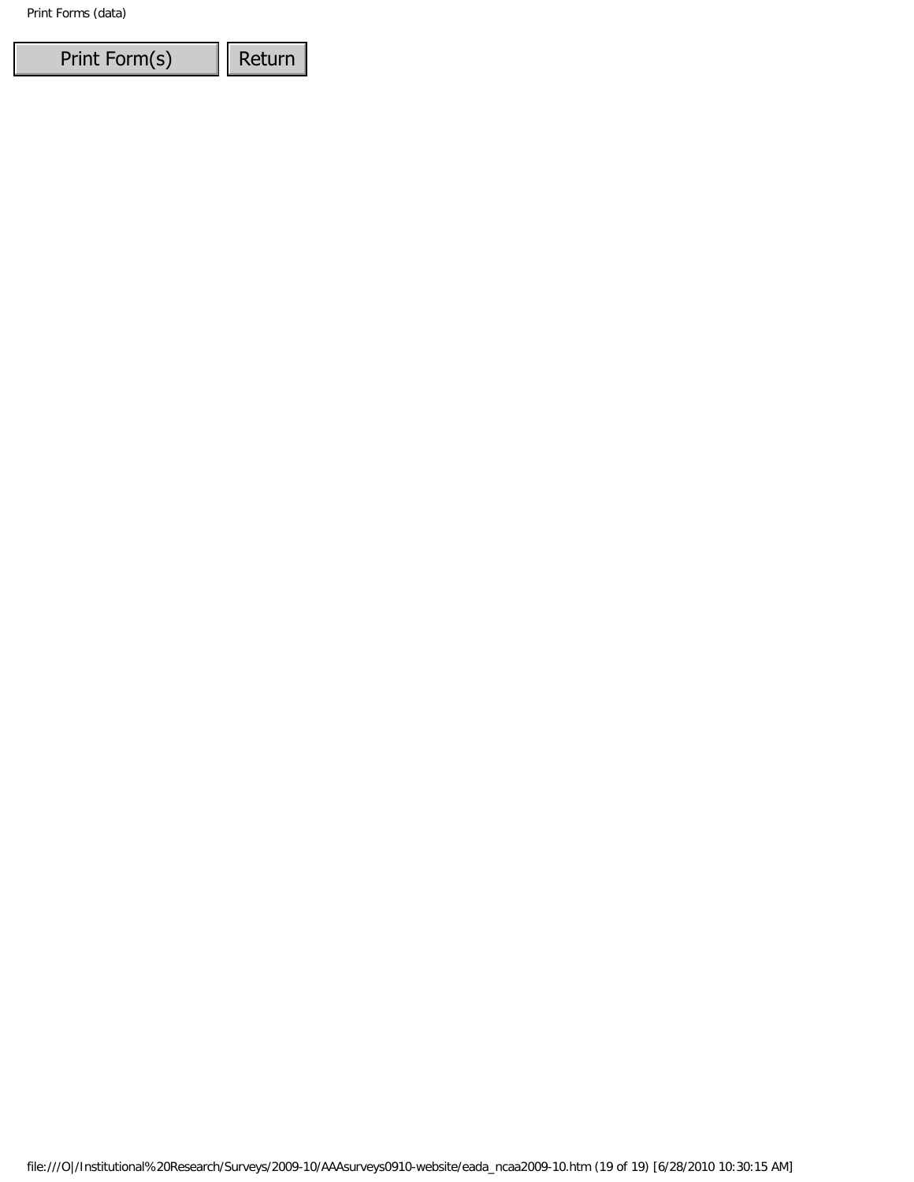Print Form(s) Return